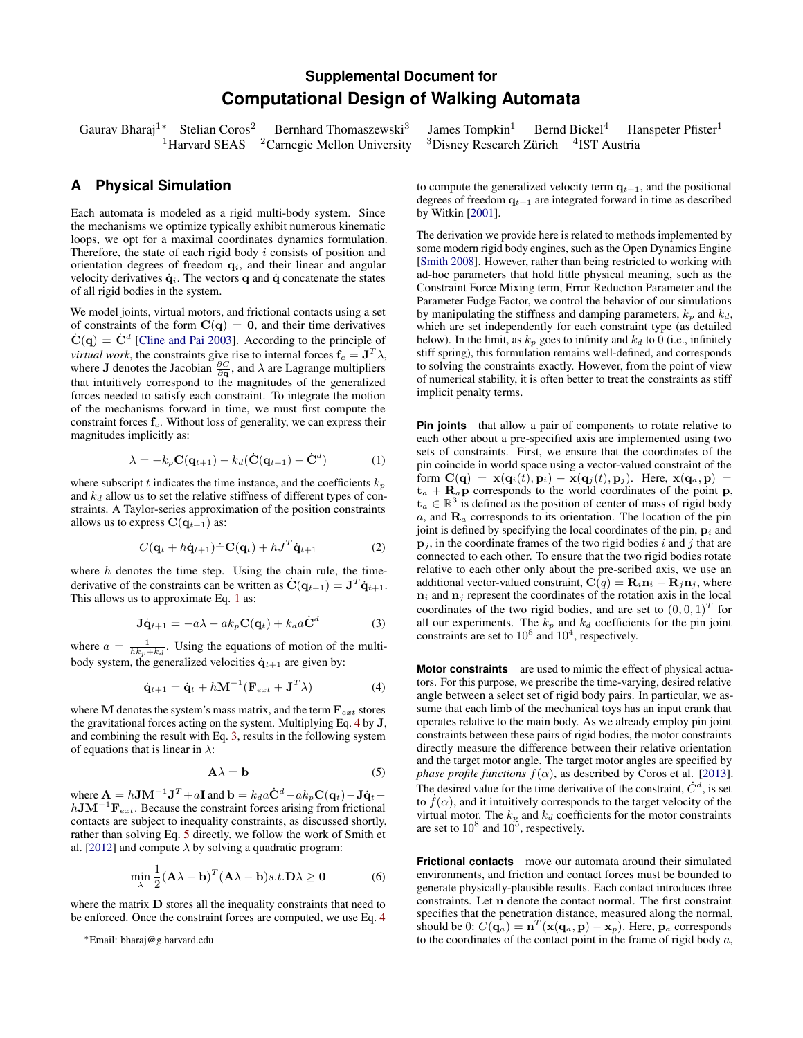## Supplemental Document for

# Computational Design of Walking Automata

Gaurav Bharaj[1*] Stelian Coros[2] Bernhard Thomaszewski[3] James Tompkin[1] Bernd Bickel[4] Hanspeter Pfister[1]
[1]Harvard SEAS [2]Carnegie Mellon University [3]Disney Research Zürich [4]IST Austria

## A Physical Simulation

Each automata is modeled as a rigid multi-body system. Since the mechanisms we optimize typically exhibit numerous kinematic loops, we opt for a maximal coordinates dynamics formulation. Therefore, the state of each rigid body $i$ consists of position and orientation degrees of freedom $\mathbf{q}_i$, and their linear and angular velocity derivatives $\dot{\mathbf{q}}_i$. The vectors $\mathbf{q}$ and $\dot{\mathbf{q}}$ concatenate the states of all rigid bodies in the system.

We model joints, virtual motors, and frictional contacts using a set of constraints of the form $\mathbf{C}(\mathbf{q}) = \mathbf{0}$, and their time derivatives $\dot{\mathbf{C}}(\mathbf{q}) = \dot{\mathbf{C}}^d$ [Cline and Pai 2003]. According to the principle of *virtual work*, the constraints give rise to internal forces $\mathbf{f}_c = \mathbf{J}^T\lambda$, where $\mathbf{J}$ denotes the Jacobian $\frac{\partial C}{\partial \mathbf{q}}$, and $\lambda$ are Lagrange multipliers that intuitively correspond to the magnitudes of the generalized forces needed to satisfy each constraint. To integrate the motion of the mechanisms forward in time, we must first compute the constraint forces $\mathbf{f}_c$. Without loss of generality, we can express their magnitudes implicitly as:

$$\lambda = -k_p\mathbf{C}(\mathbf{q}_{t+1}) - k_d(\dot{\mathbf{C}}(\mathbf{q}_{t+1}) - \dot{\mathbf{C}}^d) \tag{1}$$

where subscript $t$ indicates the time instance, and the coefficients $k_p$ and $k_d$ allow us to set the relative stiffness of different types of constraints. A Taylor-series approximation of the position constraints allows us to express $\mathbf{C}(\mathbf{q}_{t+1})$ as:

$$C(\mathbf{q}_t + h\dot{\mathbf{q}}_{t+1}) \doteq \mathbf{C}(\mathbf{q}_t) + hJ^T\dot{\mathbf{q}}_{t+1} \tag{2}$$

where $h$ denotes the time step. Using the chain rule, the time-derivative of the constraints can be written as $\dot{\mathbf{C}}(\mathbf{q}_{t+1}) = \mathbf{J}^T\dot{\mathbf{q}}_{t+1}$. This allows us to approximate Eq. 1 as:

$$\mathbf{J}\dot{\mathbf{q}}_{t+1} = -a\lambda - ak_p\mathbf{C}(\mathbf{q}_t) + k_d a\dot{\mathbf{C}}^d \tag{3}$$

where $a = \frac{1}{hk_p + k_d}$. Using the equations of motion of the multi-body system, the generalized velocities $\dot{\mathbf{q}}_{t+1}$ are given by:

$$\dot{\mathbf{q}}_{t+1} = \dot{\mathbf{q}}_t + h\mathbf{M}^{-1}(\mathbf{F}_{ext} + \mathbf{J}^T\lambda) \tag{4}$$

where $\mathbf{M}$ denotes the system's mass matrix, and the term $\mathbf{F}_{ext}$ stores the gravitational forces acting on the system. Multiplying Eq. 4 by $\mathbf{J}$, and combining the result with Eq. 3, results in the following system of equations that is linear in $\lambda$:

$$\mathbf{A}\lambda = \mathbf{b} \tag{5}$$

where $\mathbf{A} = h\mathbf{J}\mathbf{M}^{-1}\mathbf{J}^T + a\mathbf{I}$ and $\mathbf{b} = k_d a\dot{\mathbf{C}}^d - ak_p\mathbf{C}(\mathbf{q}_t) - \mathbf{J}\dot{\mathbf{q}}_t - h\mathbf{J}\mathbf{M}^{-1}\mathbf{F}_{ext}$. Because the constraint forces arising from frictional contacts are subject to inequality constraints, as discussed shortly, rather than solving Eq. 5 directly, we follow the work of Smith et al. [2012] and compute $\lambda$ by solving a quadratic program:

$$\min_{\lambda} \frac{1}{2}(\mathbf{A}\lambda - \mathbf{b})^T(\mathbf{A}\lambda - \mathbf{b}) s.t. \mathbf{D}\lambda \geq \mathbf{0} \tag{6}$$

where the matrix $\mathbf{D}$ stores all the inequality constraints that need to be enforced. Once the constraint forces are computed, we use Eq. 4 to compute the generalized velocity term $\dot{\mathbf{q}}_{t+1}$, and the positional degrees of freedom $\mathbf{q}_{t+1}$ are integrated forward in time as described by Witkin [2001].

The derivation we provide here is related to methods implemented by some modern rigid body engines, such as the Open Dynamics Engine [Smith 2008]. However, rather than being restricted to working with ad-hoc parameters that hold little physical meaning, such as the Constraint Force Mixing term, Error Reduction Parameter and the Parameter Fudge Factor, we control the behavior of our simulations by manipulating the stiffness and damping parameters, $k_p$ and $k_d$, which are set independently for each constraint type (as detailed below). In the limit, as $k_p$ goes to infinity and $k_d$ to 0 (i.e., infinitely stiff spring), this formulation remains well-defined, and corresponds to solving the constraints exactly. However, from the point of view of numerical stability, it is often better to treat the constraints as stiff implicit penalty terms.

**Pin joints** that allow a pair of components to rotate relative to each other about a pre-specified axis are implemented using two sets of constraints. First, we ensure that the coordinates of the pin coincide in world space using a vector-valued constraint of the form $\mathbf{C}(\mathbf{q}) = \mathbf{x}(\mathbf{q}_i(t), \mathbf{p}_i) - \mathbf{x}(\mathbf{q}_j(t), \mathbf{p}_j)$. Here, $\mathbf{x}(\mathbf{q}_a, \mathbf{p}) = \mathbf{t}_a + \mathbf{R}_a\mathbf{p}$ corresponds to the world coordinates of the point $\mathbf{p}$, $\mathbf{t}_a \in \mathbb{R}^3$ is defined as the position of center of mass of rigid body $a$, and $\mathbf{R}_a$ corresponds to its orientation. The location of the pin joint is defined by specifying the local coordinates of the pin, $\mathbf{p}_i$ and $\mathbf{p}_j$, in the coordinate frames of the two rigid bodies $i$ and $j$ that are connected to each other. To ensure that the two rigid bodies rotate relative to each other only about the pre-scribed axis, we use an additional vector-valued constraint, $\mathbf{C}(q) = \mathbf{R}_i\mathbf{n}_i - \mathbf{R}_j\mathbf{n}_j$, where $\mathbf{n}_i$ and $\mathbf{n}_j$ represent the coordinates of the rotation axis in the local coordinates of the two rigid bodies, and are set to $(0, 0, 1)^T$ for all our experiments. The $k_p$ and $k_d$ coefficients for the pin joint constraints are set to $10^8$ and $10^4$, respectively.

**Motor constraints** are used to mimic the effect of physical actuators. For this purpose, we prescribe the time-varying, desired relative angle between a select set of rigid body pairs. In particular, we assume that each limb of the mechanical toys has an input crank that operates relative to the main body. As we already employ pin joint constraints between these pairs of rigid bodies, the motor constraints directly measure the difference between their relative orientation and the target motor angle. The target motor angles are specified by *phase profile functions* $f(\alpha)$, as described by Coros et al. [2013]. The desired value for the time derivative of the constraint, $\dot{C}^d$, is set to $\dot{f}(\alpha)$, and it intuitively corresponds to the target velocity of the virtual motor. The $k_p$ and $k_d$ coefficients for the motor constraints are set to $10^8$ and $10^5$, respectively.

**Frictional contacts** move our automata around their simulated environments, and friction and contact forces must be bounded to generate physically-plausible results. Each contact introduces three constraints. Let $\mathbf{n}$ denote the contact normal. The first constraint specifies that the penetration distance, measured along the normal, should be 0: $C(\mathbf{q}_a) = \mathbf{n}^T(\mathbf{x}(\mathbf{q}_a, \mathbf{p}) - \mathbf{x}_p)$. Here, $\mathbf{p}_a$ corresponds to the coordinates of the contact point in the frame of rigid body $a$,

*Email: bharaj@g.harvard.edu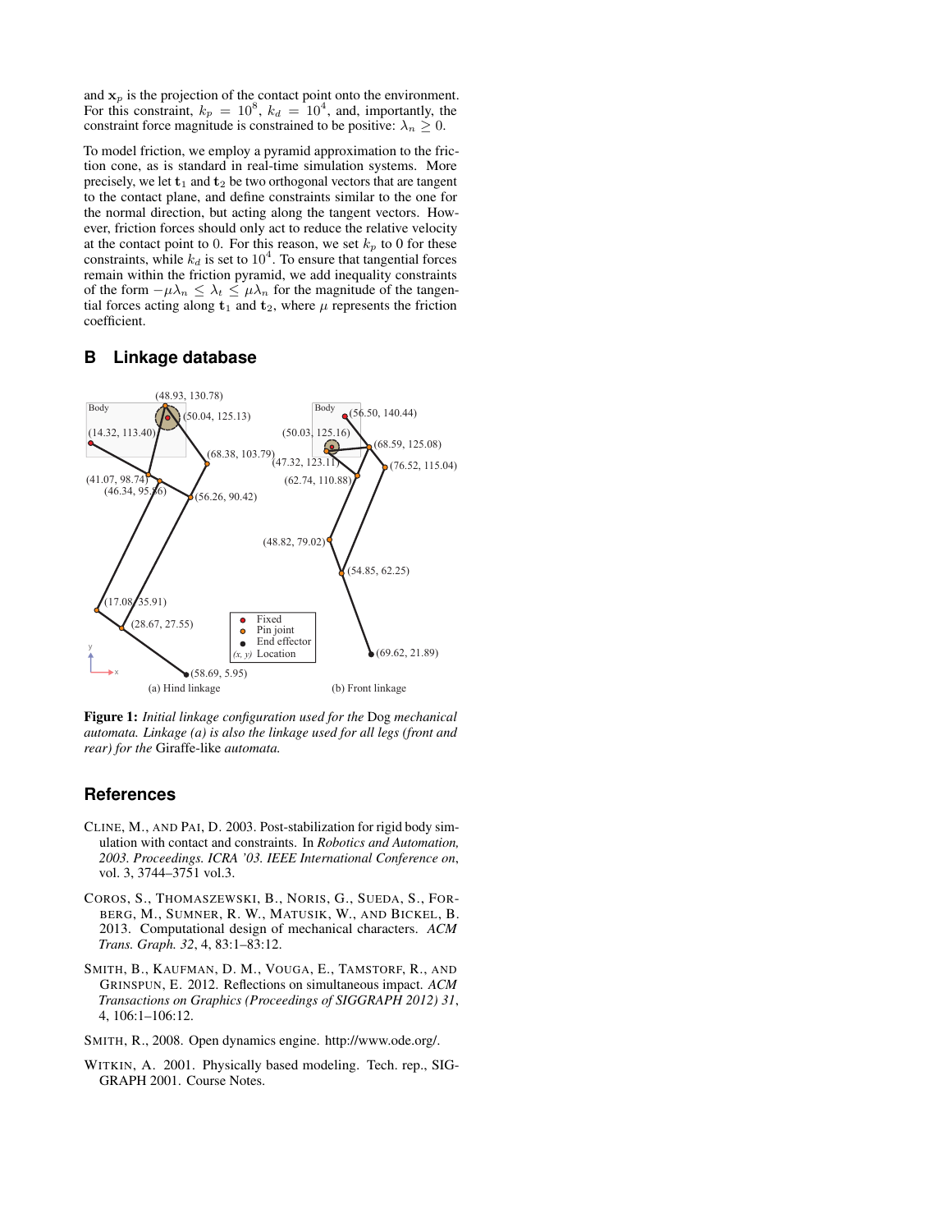and $\mathbf{x}_p$ is the projection of the contact point onto the environment. For this constraint, $k_p = 10^8$, $k_d = 10^4$, and, importantly, the constraint force magnitude is constrained to be positive: $\lambda_n \geq 0$.

To model friction, we employ a pyramid approximation to the friction cone, as is standard in real-time simulation systems. More precisely, we let $\mathbf{t}_1$ and $\mathbf{t}_2$ be two orthogonal vectors that are tangent to the contact plane, and define constraints similar to the one for the normal direction, but acting along the tangent vectors. However, friction forces should only act to reduce the relative velocity at the contact point to 0. For this reason, we set $k_p$ to 0 for these constraints, while $k_d$ is set to $10^4$. To ensure that tangential forces remain within the friction pyramid, we add inequality constraints of the form $-\mu\lambda_n \leq \lambda_t \leq \mu\lambda_n$ for the magnitude of the tangential forces acting along $\mathbf{t}_1$ and $\mathbf{t}_2$, where $\mu$ represents the friction coefficient.

## B Linkage database

Body
(48.93, 130.78)
(50.04, 125.13)
(14.32, 113.40)
(68.38, 103.79)
(41.07, 98.74)
(46.34, 95.86)
(56.26, 90.42)
(17.08, 35.91)
(28.67, 27.55)
(58.69, 5.95)
(a) Hind linkage

Body
(56.50, 140.44)
(50.03, 125.16)
(68.59, 125.08)
(47.32, 123.11)
(76.52, 115.04)
(62.74, 110.88)
(48.82, 79.02)
(54.85, 62.25)
(69.62, 21.89)
(b) Front linkage

Fixed
Pin joint
End effector
(x, y) Location

y
x

**Figure 1:** *Initial linkage configuration used for the* Dog *mechanical automata. Linkage (a) is also the linkage used for all legs (front and rear) for the* Giraffe-like *automata.*

## References

CLINE, M., AND PAI, D. 2003. Post-stabilization for rigid body simulation with contact and constraints. In *Robotics and Automation, 2003. Proceedings. ICRA '03. IEEE International Conference on*, vol. 3, 3744–3751 vol.3.

COROS, S., THOMASZEWSKI, B., NORIS, G., SUEDA, S., FORBERG, M., SUMNER, R. W., MATUSIK, W., AND BICKEL, B. 2013. Computational design of mechanical characters. *ACM Trans. Graph. 32*, 4, 83:1–83:12.

SMITH, B., KAUFMAN, D. M., VOUGA, E., TAMSTORF, R., AND GRINSPUN, E. 2012. Reflections on simultaneous impact. *ACM Transactions on Graphics (Proceedings of SIGGRAPH 2012) 31*, 4, 106:1–106:12.

SMITH, R., 2008. Open dynamics engine. http://www.ode.org/.

WITKIN, A. 2001. Physically based modeling. Tech. rep., SIGGRAPH 2001. Course Notes.